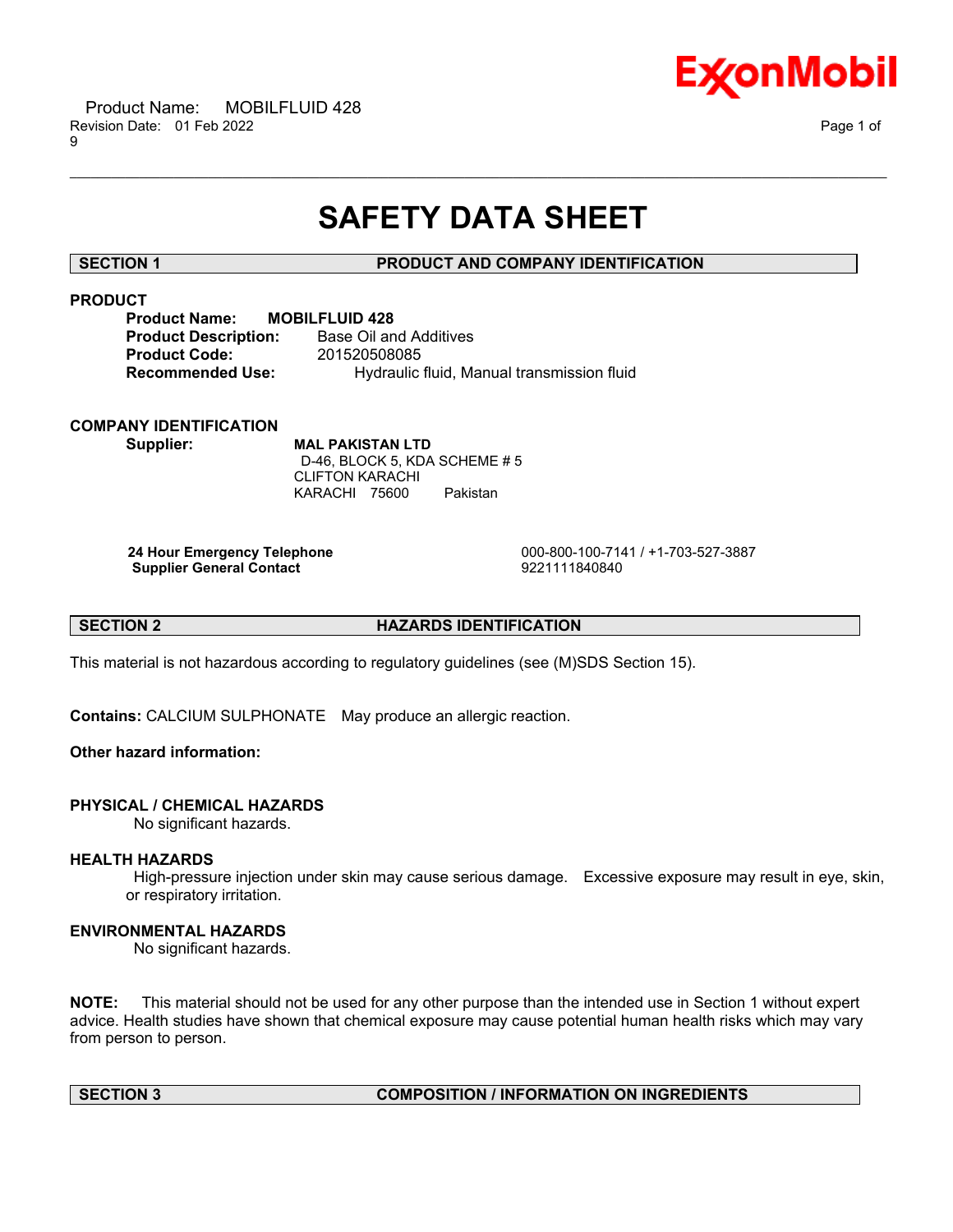# SAFETY DATA SHEET

## SECTION 1 PRODUCT AND COMPANY IDENTIFICATION

### PRODUCT

**Product Name:** **MOBILFLUID 428**
**Product Description:** Base Oil and Additives
**Product Code:** 201520508085
**Recommended Use:** Hydraulic fluid, Manual transmission fluid

### COMPANY IDENTIFICATION

**Supplier:** **MAL PAKISTAN LTD**
D-46, BLOCK 5, KDA SCHEME # 5
CLIFTON KARACHI
KARACHI 75600 Pakistan

**24 Hour Emergency Telephone** 000-800-100-7141 / +1-703-527-3887
**Supplier General Contact** 9221111840840

## SECTION 2 HAZARDS IDENTIFICATION

This material is not hazardous according to regulatory guidelines (see (M)SDS Section 15).

**Contains:** CALCIUM SULPHONATE May produce an allergic reaction.

**Other hazard information:**

### PHYSICAL / CHEMICAL HAZARDS

No significant hazards.

### HEALTH HAZARDS

High-pressure injection under skin may cause serious damage. Excessive exposure may result in eye, skin, or respiratory irritation.

### ENVIRONMENTAL HAZARDS

No significant hazards.

**NOTE:** This material should not be used for any other purpose than the intended use in Section 1 without expert advice. Health studies have shown that chemical exposure may cause potential human health risks which may vary from person to person.

## SECTION 3 COMPOSITION / INFORMATION ON INGREDIENTS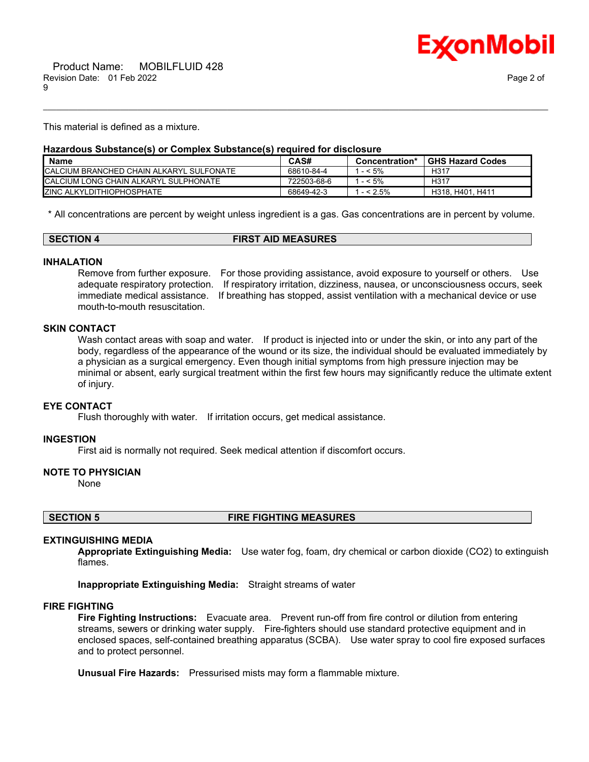This material is defined as a mixture.

**Hazardous Substance(s) or Complex Substance(s) required for disclosure**

| Name | CAS# | Concentration* | GHS Hazard Codes |
|---|---|---|---|
| CALCIUM BRANCHED CHAIN ALKARYL SULFONATE | 68610-84-4 | 1 - < 5% | H317 |
| CALCIUM LONG CHAIN ALKARYL SULPHONATE | 722503-68-6 | 1 - < 5% | H317 |
| ZINC ALKYLDITHIOPHOSPHATE | 68649-42-3 | 1 - < 2.5% | H318, H401, H411 |

\* All concentrations are percent by weight unless ingredient is a gas. Gas concentrations are in percent by volume.

## SECTION 4 FIRST AID MEASURES

### INHALATION

Remove from further exposure. For those providing assistance, avoid exposure to yourself or others. Use adequate respiratory protection. If respiratory irritation, dizziness, nausea, or unconsciousness occurs, seek immediate medical assistance. If breathing has stopped, assist ventilation with a mechanical device or use mouth-to-mouth resuscitation.

### SKIN CONTACT

Wash contact areas with soap and water. If product is injected into or under the skin, or into any part of the body, regardless of the appearance of the wound or its size, the individual should be evaluated immediately by a physician as a surgical emergency. Even though initial symptoms from high pressure injection may be minimal or absent, early surgical treatment within the first few hours may significantly reduce the ultimate extent of injury.

### EYE CONTACT

Flush thoroughly with water. If irritation occurs, get medical assistance.

### INGESTION

First aid is normally not required. Seek medical attention if discomfort occurs.

### NOTE TO PHYSICIAN

None

## SECTION 5 FIRE FIGHTING MEASURES

### EXTINGUISHING MEDIA

**Appropriate Extinguishing Media:** Use water fog, foam, dry chemical or carbon dioxide ($CO_2$) to extinguish flames.

**Inappropriate Extinguishing Media:** Straight streams of water

### FIRE FIGHTING

**Fire Fighting Instructions:** Evacuate area. Prevent run-off from fire control or dilution from entering streams, sewers or drinking water supply. Fire-fighters should use standard protective equipment and in enclosed spaces, self-contained breathing apparatus (SCBA). Use water spray to cool fire exposed surfaces and to protect personnel.

**Unusual Fire Hazards:** Pressurised mists may form a flammable mixture.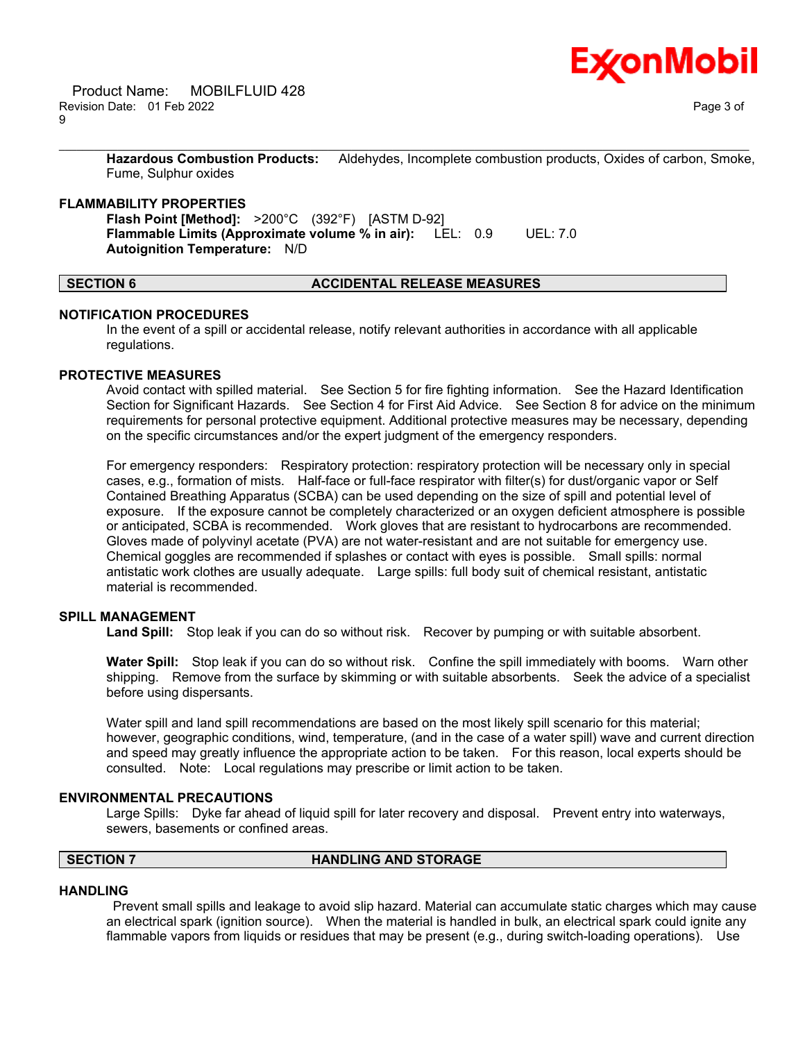**Hazardous Combustion Products:** Aldehydes, Incomplete combustion products, Oxides of carbon, Smoke, Fume, Sulphur oxides

### FLAMMABILITY PROPERTIES

**Flash Point [Method]:** >200°C (392°F) [ASTM D-92]
**Flammable Limits (Approximate volume % in air):** LEL: 0.9 UEL: 7.0
**Autoignition Temperature:** N/D

## SECTION 6 ACCIDENTAL RELEASE MEASURES

### NOTIFICATION PROCEDURES

In the event of a spill or accidental release, notify relevant authorities in accordance with all applicable regulations.

### PROTECTIVE MEASURES

Avoid contact with spilled material. See Section 5 for fire fighting information. See the Hazard Identification Section for Significant Hazards. See Section 4 for First Aid Advice. See Section 8 for advice on the minimum requirements for personal protective equipment. Additional protective measures may be necessary, depending on the specific circumstances and/or the expert judgment of the emergency responders.

For emergency responders: Respiratory protection: respiratory protection will be necessary only in special cases, e.g., formation of mists. Half-face or full-face respirator with filter(s) for dust/organic vapor or Self Contained Breathing Apparatus (SCBA) can be used depending on the size of spill and potential level of exposure. If the exposure cannot be completely characterized or an oxygen deficient atmosphere is possible or anticipated, SCBA is recommended. Work gloves that are resistant to hydrocarbons are recommended. Gloves made of polyvinyl acetate (PVA) are not water-resistant and are not suitable for emergency use. Chemical goggles are recommended if splashes or contact with eyes is possible. Small spills: normal antistatic work clothes are usually adequate. Large spills: full body suit of chemical resistant, antistatic material is recommended.

### SPILL MANAGEMENT

**Land Spill:** Stop leak if you can do so without risk. Recover by pumping or with suitable absorbent.

**Water Spill:** Stop leak if you can do so without risk. Confine the spill immediately with booms. Warn other shipping. Remove from the surface by skimming or with suitable absorbents. Seek the advice of a specialist before using dispersants.

Water spill and land spill recommendations are based on the most likely spill scenario for this material; however, geographic conditions, wind, temperature, (and in the case of a water spill) wave and current direction and speed may greatly influence the appropriate action to be taken. For this reason, local experts should be consulted. Note: Local regulations may prescribe or limit action to be taken.

### ENVIRONMENTAL PRECAUTIONS

Large Spills: Dyke far ahead of liquid spill for later recovery and disposal. Prevent entry into waterways, sewers, basements or confined areas.

## SECTION 7 HANDLING AND STORAGE

### HANDLING

Prevent small spills and leakage to avoid slip hazard. Material can accumulate static charges which may cause an electrical spark (ignition source). When the material is handled in bulk, an electrical spark could ignite any flammable vapors from liquids or residues that may be present (e.g., during switch-loading operations). Use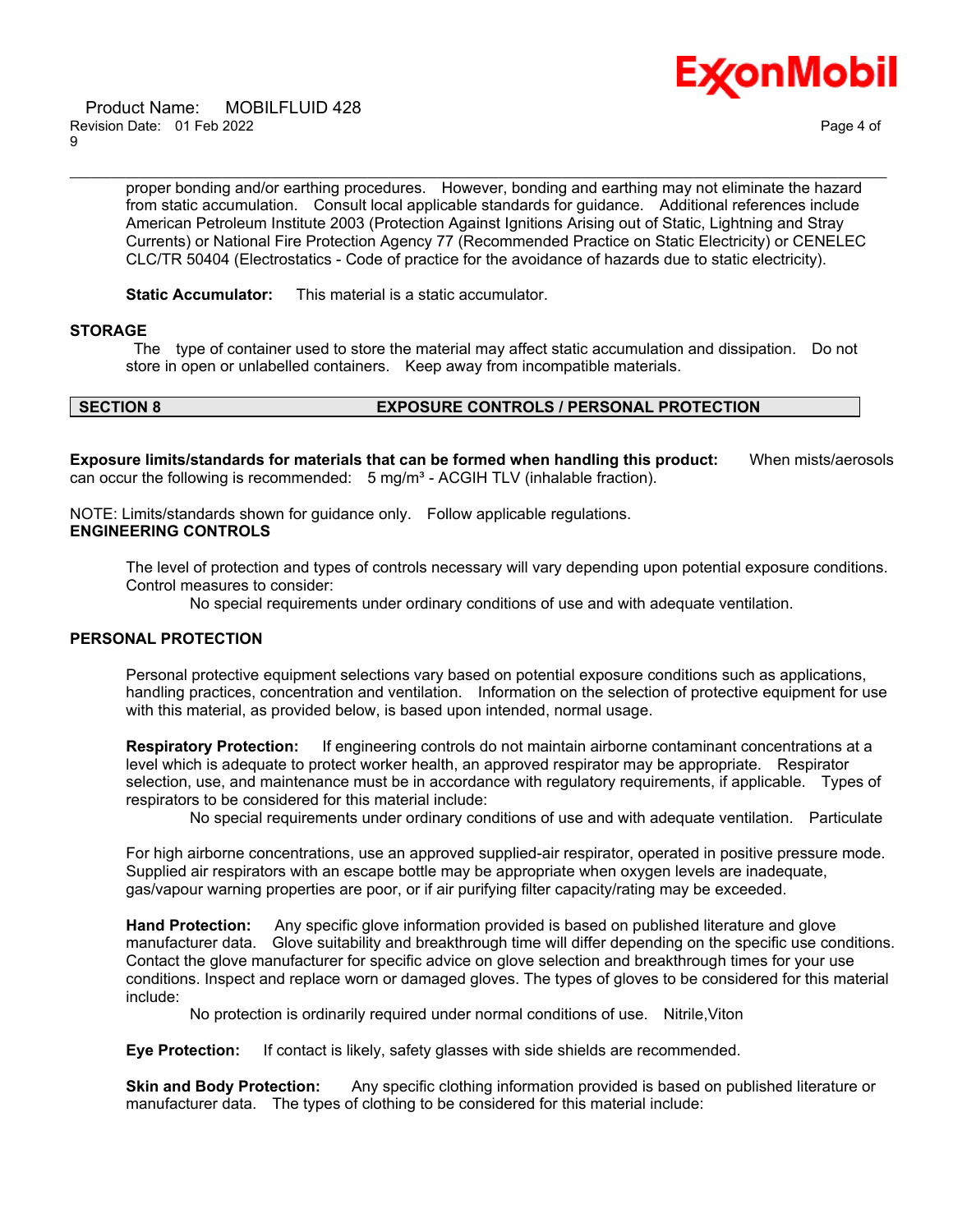proper bonding and/or earthing procedures. However, bonding and earthing may not eliminate the hazard from static accumulation. Consult local applicable standards for guidance. Additional references include American Petroleum Institute 2003 (Protection Against Ignitions Arising out of Static, Lightning and Stray Currents) or National Fire Protection Agency 77 (Recommended Practice on Static Electricity) or CENELEC CLC/TR 50404 (Electrostatics - Code of practice for the avoidance of hazards due to static electricity).

**Static Accumulator:** This material is a static accumulator.

## STORAGE

The type of container used to store the material may affect static accumulation and dissipation. Do not store in open or unlabelled containers. Keep away from incompatible materials.

## SECTION 8 EXPOSURE CONTROLS / PERSONAL PROTECTION

**Exposure limits/standards for materials that can be formed when handling this product:** When mists/aerosols can occur the following is recommended: 5 mg/m³ - ACGIH TLV (inhalable fraction).

NOTE: Limits/standards shown for guidance only. Follow applicable regulations.

## ENGINEERING CONTROLS

The level of protection and types of controls necessary will vary depending upon potential exposure conditions. Control measures to consider:

No special requirements under ordinary conditions of use and with adequate ventilation.

## PERSONAL PROTECTION

Personal protective equipment selections vary based on potential exposure conditions such as applications, handling practices, concentration and ventilation. Information on the selection of protective equipment for use with this material, as provided below, is based upon intended, normal usage.

**Respiratory Protection:** If engineering controls do not maintain airborne contaminant concentrations at a level which is adequate to protect worker health, an approved respirator may be appropriate. Respirator selection, use, and maintenance must be in accordance with regulatory requirements, if applicable. Types of respirators to be considered for this material include:

No special requirements under ordinary conditions of use and with adequate ventilation. Particulate

For high airborne concentrations, use an approved supplied-air respirator, operated in positive pressure mode. Supplied air respirators with an escape bottle may be appropriate when oxygen levels are inadequate, gas/vapour warning properties are poor, or if air purifying filter capacity/rating may be exceeded.

**Hand Protection:** Any specific glove information provided is based on published literature and glove manufacturer data. Glove suitability and breakthrough time will differ depending on the specific use conditions. Contact the glove manufacturer for specific advice on glove selection and breakthrough times for your use conditions. Inspect and replace worn or damaged gloves. The types of gloves to be considered for this material include:

No protection is ordinarily required under normal conditions of use. Nitrile,Viton

**Eye Protection:** If contact is likely, safety glasses with side shields are recommended.

**Skin and Body Protection:** Any specific clothing information provided is based on published literature or manufacturer data. The types of clothing to be considered for this material include: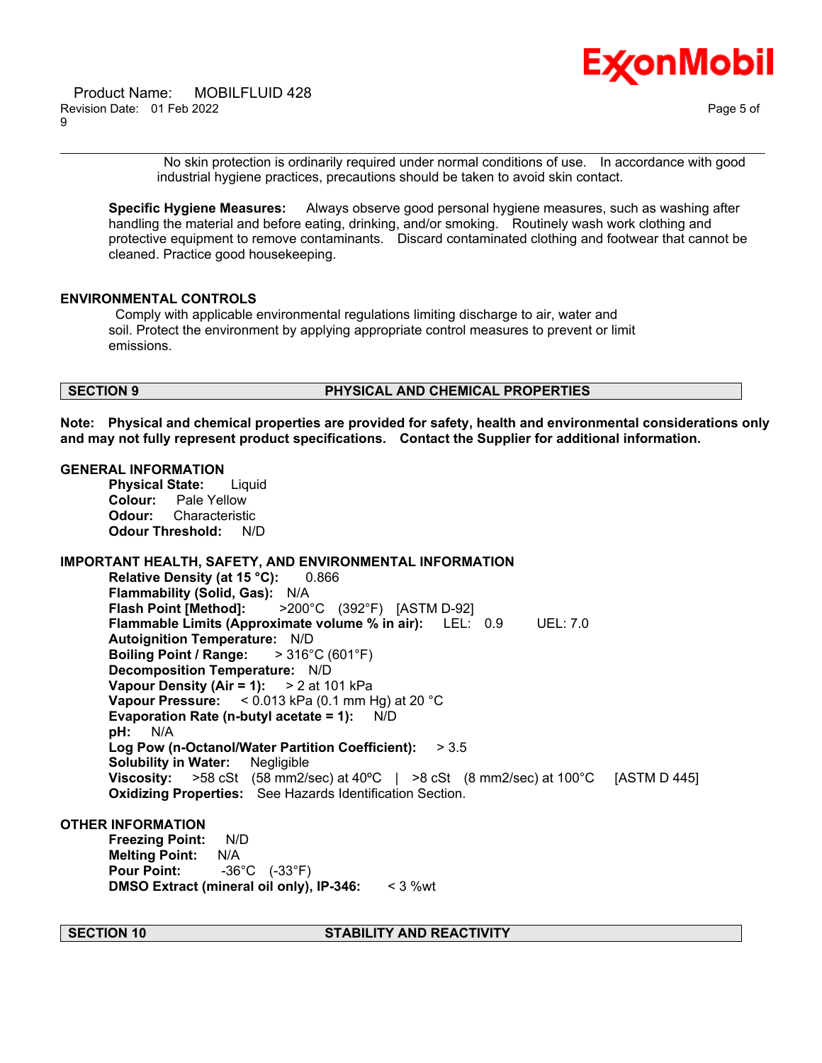No skin protection is ordinarily required under normal conditions of use. In accordance with good industrial hygiene practices, precautions should be taken to avoid skin contact.

**Specific Hygiene Measures:** Always observe good personal hygiene measures, such as washing after handling the material and before eating, drinking, and/or smoking. Routinely wash work clothing and protective equipment to remove contaminants. Discard contaminated clothing and footwear that cannot be cleaned. Practice good housekeeping.

### ENVIRONMENTAL CONTROLS

Comply with applicable environmental regulations limiting discharge to air, water and soil. Protect the environment by applying appropriate control measures to prevent or limit emissions.

## SECTION 9 PHYSICAL AND CHEMICAL PROPERTIES

**Note: Physical and chemical properties are provided for safety, health and environmental considerations only and may not fully represent product specifications. Contact the Supplier for additional information.**

### GENERAL INFORMATION

**Physical State:** Liquid
**Colour:** Pale Yellow
**Odour:** Characteristic
**Odour Threshold:** N/D

### IMPORTANT HEALTH, SAFETY, AND ENVIRONMENTAL INFORMATION

**Relative Density (at 15 °C):** 0.866
**Flammability (Solid, Gas):** N/A
**Flash Point [Method]:** >200°C (392°F) [ASTM D-92]
**Flammable Limits (Approximate volume % in air):** LEL: 0.9 UEL: 7.0
**Autoignition Temperature:** N/D
**Boiling Point / Range:** > 316°C (601°F)
**Decomposition Temperature:** N/D
**Vapour Density (Air = 1):** > 2 at 101 kPa
**Vapour Pressure:** < 0.013 kPa (0.1 mm Hg) at 20 °C
**Evaporation Rate (n-butyl acetate = 1):** N/D
**pH:** N/A
**Log Pow (n-Octanol/Water Partition Coefficient):** > 3.5
**Solubility in Water:** Negligible
**Viscosity:** >58 cSt (58 mm2/sec) at 40ºC | >8 cSt (8 mm2/sec) at 100°C [ASTM D 445]
**Oxidizing Properties:** See Hazards Identification Section.

### OTHER INFORMATION

**Freezing Point:** N/D
**Melting Point:** N/A
**Pour Point:** -36°C (-33°F)
**DMSO Extract (mineral oil only), IP-346:** < 3 %wt

## SECTION 10 STABILITY AND REACTIVITY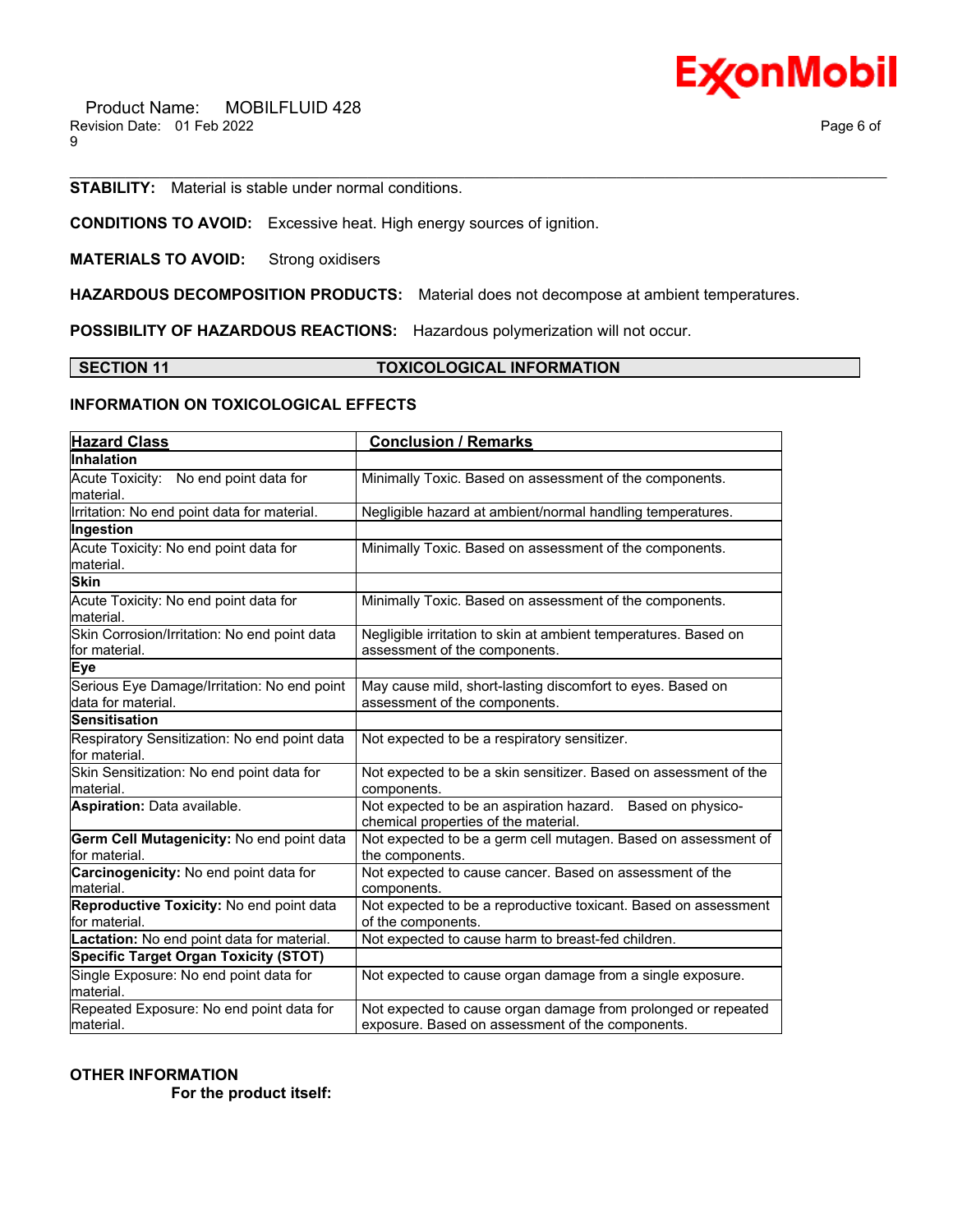**STABILITY:** Material is stable under normal conditions.

**CONDITIONS TO AVOID:** Excessive heat. High energy sources of ignition.

**MATERIALS TO AVOID:** Strong oxidisers

**HAZARDOUS DECOMPOSITION PRODUCTS:** Material does not decompose at ambient temperatures.

**POSSIBILITY OF HAZARDOUS REACTIONS:** Hazardous polymerization will not occur.

## SECTION 11 TOXICOLOGICAL INFORMATION

### INFORMATION ON TOXICOLOGICAL EFFECTS

| Hazard Class | Conclusion / Remarks |
|---|---|
| **Inhalation** | |
| Acute Toxicity: No end point data for material. | Minimally Toxic. Based on assessment of the components. |
| Irritation: No end point data for material. | Negligible hazard at ambient/normal handling temperatures. |
| **Ingestion** | |
| Acute Toxicity: No end point data for material. | Minimally Toxic. Based on assessment of the components. |
| **Skin** | |
| Acute Toxicity: No end point data for material. | Minimally Toxic. Based on assessment of the components. |
| Skin Corrosion/Irritation: No end point data for material. | Negligible irritation to skin at ambient temperatures. Based on assessment of the components. |
| **Eye** | |
| Serious Eye Damage/Irritation: No end point data for material. | May cause mild, short-lasting discomfort to eyes. Based on assessment of the components. |
| **Sensitisation** | |
| Respiratory Sensitization: No end point data for material. | Not expected to be a respiratory sensitizer. |
| Skin Sensitization: No end point data for material. | Not expected to be a skin sensitizer. Based on assessment of the components. |
| **Aspiration:** Data available. | Not expected to be an aspiration hazard. Based on physico-chemical properties of the material. |
| **Germ Cell Mutagenicity:** No end point data for material. | Not expected to be a germ cell mutagen. Based on assessment of the components. |
| **Carcinogenicity:** No end point data for material. | Not expected to cause cancer. Based on assessment of the components. |
| **Reproductive Toxicity:** No end point data for material. | Not expected to be a reproductive toxicant. Based on assessment of the components. |
| **Lactation:** No end point data for material. | Not expected to cause harm to breast-fed children. |
| **Specific Target Organ Toxicity (STOT)** | |
| Single Exposure: No end point data for material. | Not expected to cause organ damage from a single exposure. |
| Repeated Exposure: No end point data for material. | Not expected to cause organ damage from prolonged or repeated exposure. Based on assessment of the components. |

### OTHER INFORMATION

**For the product itself:**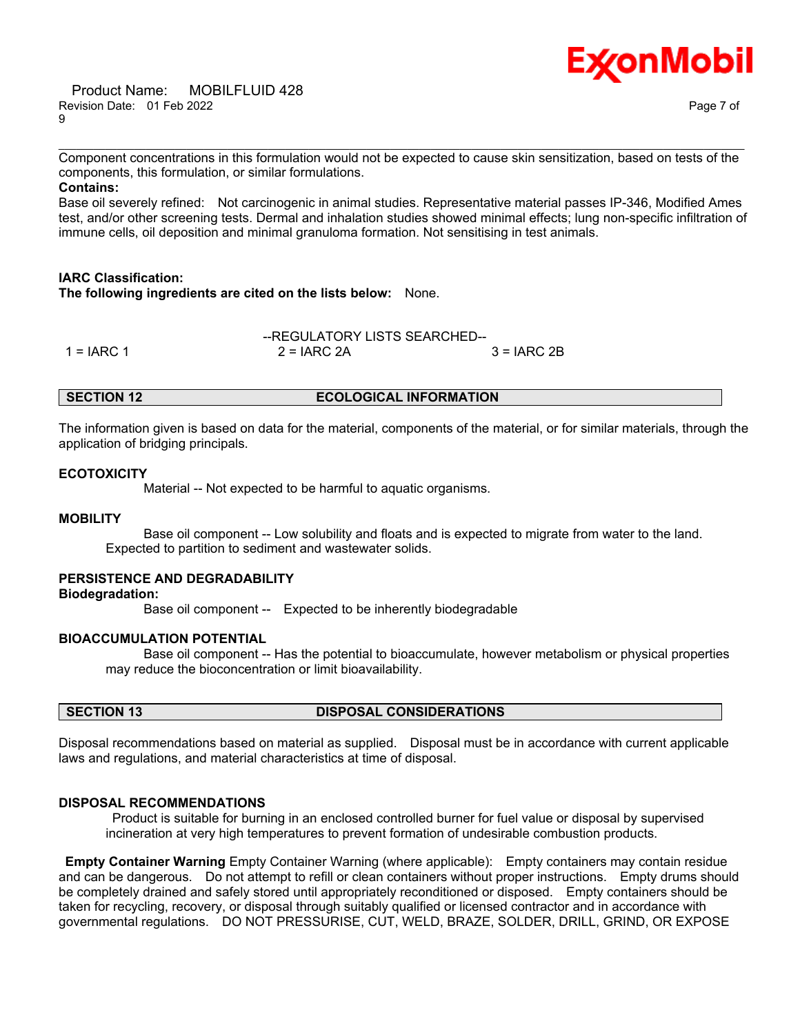Component concentrations in this formulation would not be expected to cause skin sensitization, based on tests of the components, this formulation, or similar formulations.

**Contains:**

Base oil severely refined: Not carcinogenic in animal studies. Representative material passes IP-346, Modified Ames test, and/or other screening tests. Dermal and inhalation studies showed minimal effects; lung non-specific infiltration of immune cells, oil deposition and minimal granuloma formation. Not sensitising in test animals.

**IARC Classification:**

**The following ingredients are cited on the lists below:** None.

--REGULATORY LISTS SEARCHED--

| 1 = IARC 1 | 2 = IARC 2A | 3 = IARC 2B |
|---|---|---|

## SECTION 12 ECOLOGICAL INFORMATION

The information given is based on data for the material, components of the material, or for similar materials, through the application of bridging principals.

**ECOTOXICITY**

Material -- Not expected to be harmful to aquatic organisms.

**MOBILITY**

Base oil component -- Low solubility and floats and is expected to migrate from water to the land. Expected to partition to sediment and wastewater solids.

**PERSISTENCE AND DEGRADABILITY**

**Biodegradation:**

Base oil component -- Expected to be inherently biodegradable

**BIOACCUMULATION POTENTIAL**

Base oil component -- Has the potential to bioaccumulate, however metabolism or physical properties may reduce the bioconcentration or limit bioavailability.

## SECTION 13 DISPOSAL CONSIDERATIONS

Disposal recommendations based on material as supplied. Disposal must be in accordance with current applicable laws and regulations, and material characteristics at time of disposal.

**DISPOSAL RECOMMENDATIONS**

Product is suitable for burning in an enclosed controlled burner for fuel value or disposal by supervised incineration at very high temperatures to prevent formation of undesirable combustion products.

**Empty Container Warning** Empty Container Warning (where applicable): Empty containers may contain residue and can be dangerous. Do not attempt to refill or clean containers without proper instructions. Empty drums should be completely drained and safely stored until appropriately reconditioned or disposed. Empty containers should be taken for recycling, recovery, or disposal through suitably qualified or licensed contractor and in accordance with governmental regulations. DO NOT PRESSURISE, CUT, WELD, BRAZE, SOLDER, DRILL, GRIND, OR EXPOSE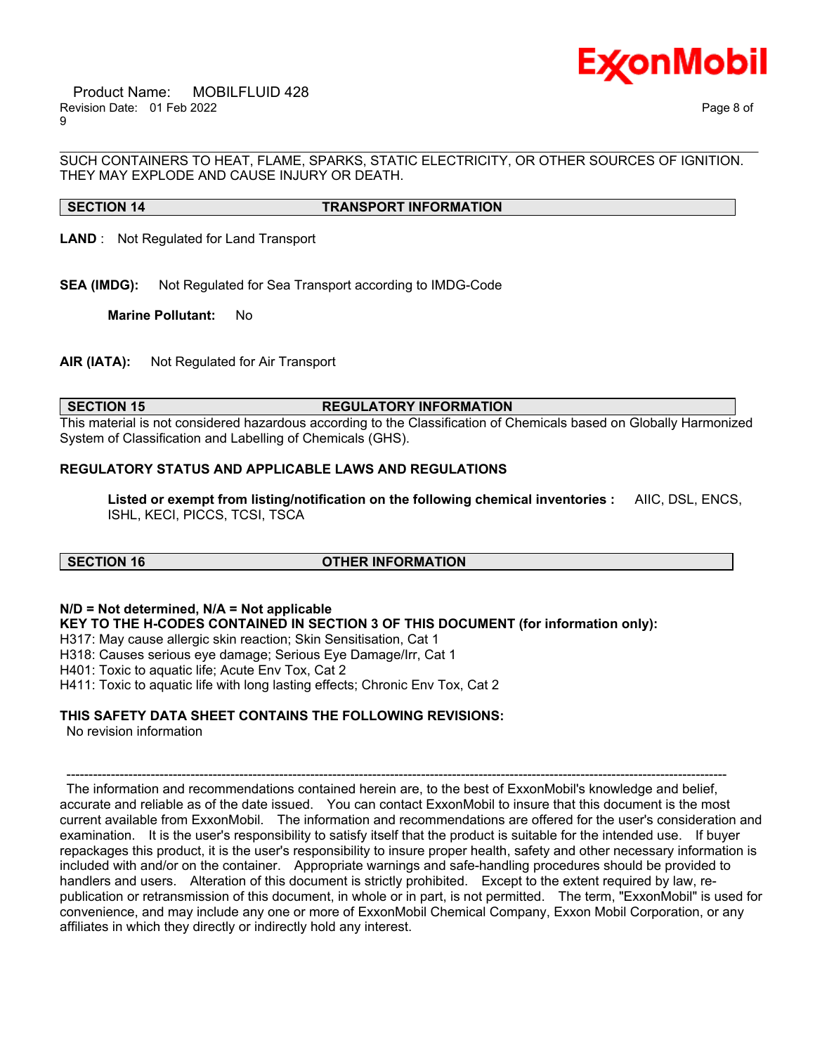SUCH CONTAINERS TO HEAT, FLAME, SPARKS, STATIC ELECTRICITY, OR OTHER SOURCES OF IGNITION. THEY MAY EXPLODE AND CAUSE INJURY OR DEATH.

## SECTION 14 TRANSPORT INFORMATION

**LAND** : Not Regulated for Land Transport

**SEA (IMDG):** Not Regulated for Sea Transport according to IMDG-Code

**Marine Pollutant:** No

**AIR (IATA):** Not Regulated for Air Transport

## SECTION 15 REGULATORY INFORMATION

This material is not considered hazardous according to the Classification of Chemicals based on Globally Harmonized System of Classification and Labelling of Chemicals (GHS).

**REGULATORY STATUS AND APPLICABLE LAWS AND REGULATIONS**

**Listed or exempt from listing/notification on the following chemical inventories :** AIIC, DSL, ENCS, ISHL, KECI, PICCS, TCSI, TSCA

## SECTION 16 OTHER INFORMATION

**N/D = Not determined, N/A = Not applicable**

**KEY TO THE H-CODES CONTAINED IN SECTION 3 OF THIS DOCUMENT (for information only):**

H317: May cause allergic skin reaction; Skin Sensitisation, Cat 1
H318: Causes serious eye damage; Serious Eye Damage/Irr, Cat 1
H401: Toxic to aquatic life; Acute Env Tox, Cat 2
H411: Toxic to aquatic life with long lasting effects; Chronic Env Tox, Cat 2

**THIS SAFETY DATA SHEET CONTAINS THE FOLLOWING REVISIONS:**

No revision information

---

The information and recommendations contained herein are, to the best of ExxonMobil's knowledge and belief, accurate and reliable as of the date issued. You can contact ExxonMobil to insure that this document is the most current available from ExxonMobil. The information and recommendations are offered for the user's consideration and examination. It is the user's responsibility to satisfy itself that the product is suitable for the intended use. If buyer repackages this product, it is the user's responsibility to insure proper health, safety and other necessary information is included with and/or on the container. Appropriate warnings and safe-handling procedures should be provided to handlers and users. Alteration of this document is strictly prohibited. Except to the extent required by law, re-publication or retransmission of this document, in whole or in part, is not permitted. The term, "ExxonMobil" is used for convenience, and may include any one or more of ExxonMobil Chemical Company, Exxon Mobil Corporation, or any affiliates in which they directly or indirectly hold any interest.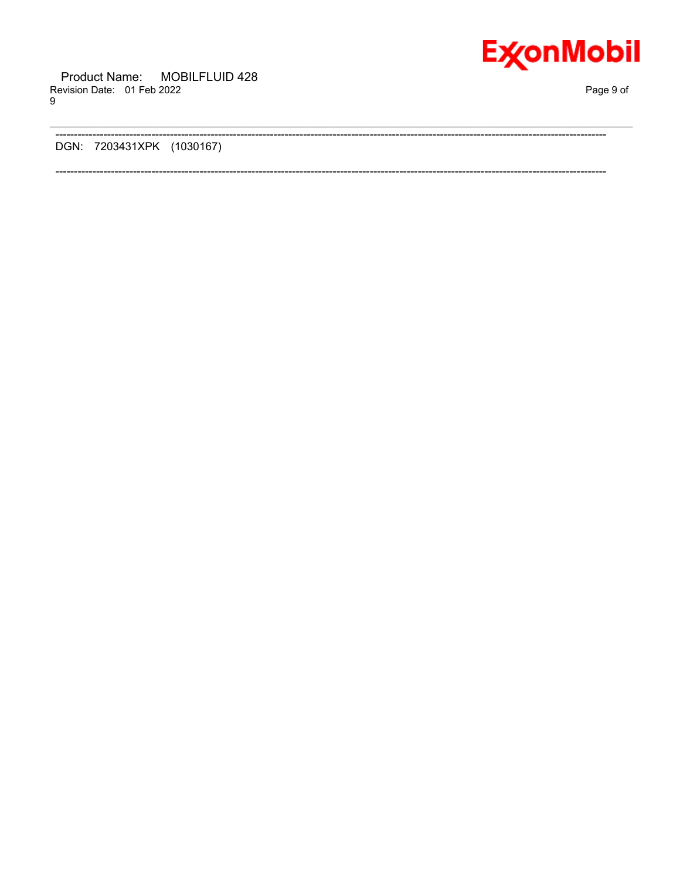DGN: 7203431XPK (1030167)